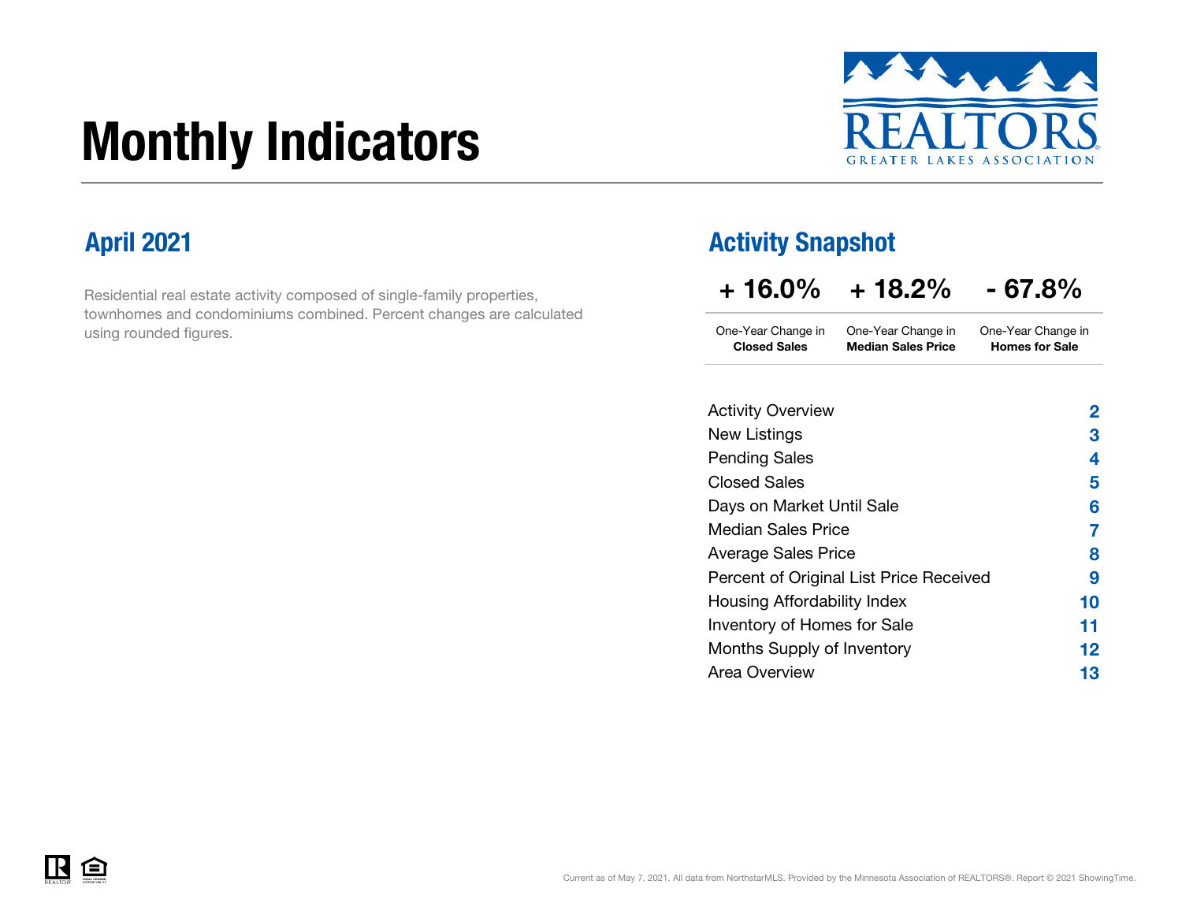# Monthly Indicators

REALTORS
GREATER LAKES ASSOCIATION

## April 2021

Residential real estate activity composed of single-family properties, townhomes and condominiums combined. Percent changes are calculated using rounded figures.

## Activity Snapshot

| + 16.0% | + 18.2% | - 67.8% |
|---|---|---|
| One-Year Change in **Closed Sales** | One-Year Change in **Median Sales Price** | One-Year Change in **Homes for Sale** |

| | |
|---|---|
| Activity Overview | 2 |
| New Listings | 3 |
| Pending Sales | 4 |
| Closed Sales | 5 |
| Days on Market Until Sale | 6 |
| Median Sales Price | 7 |
| Average Sales Price | 8 |
| Percent of Original List Price Received | 9 |
| Housing Affordability Index | 10 |
| Inventory of Homes for Sale | 11 |
| Months Supply of Inventory | 12 |
| Area Overview | 13 |

Current as of May 7, 2021. All data from NorthstarMLS. Provided by the Minnesota Association of REALTORS®. Report © 2021 ShowingTime.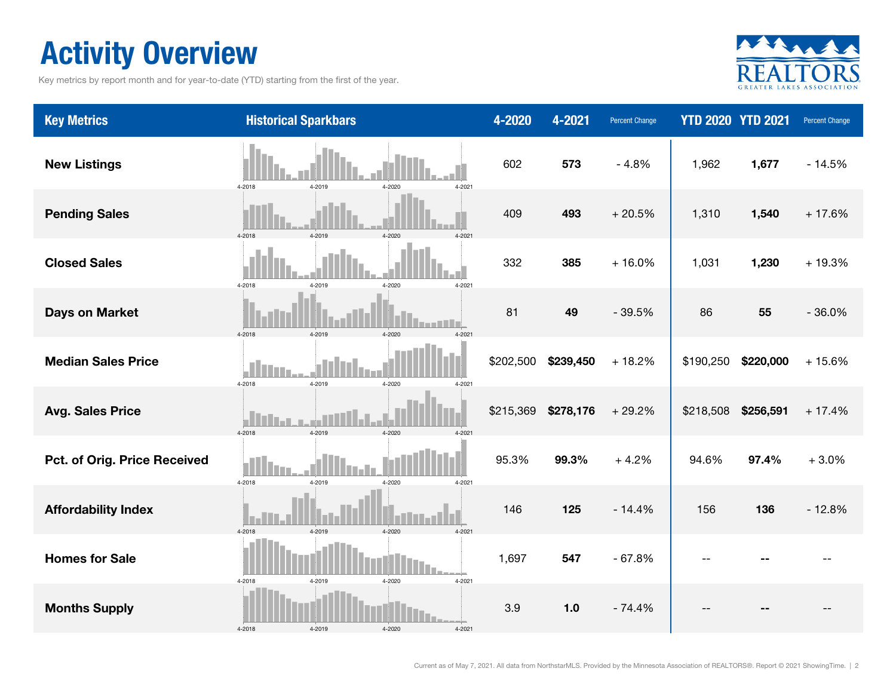# Activity Overview

Key metrics by report month and for year-to-date (YTD) starting from the first of the year.

| Key Metrics | Historical Sparkbars | 4-2020 | 4-2021 | Percent Change | YTD 2020 | YTD 2021 | Percent Change |
| --- | --- | --- | --- | --- | --- | --- | --- |
| New Listings | 4-2018 4-2019 4-2020 4-2021 | 602 | **573** | - 4.8% | 1,962 | **1,677** | - 14.5% |
| Pending Sales | 4-2018 4-2019 4-2020 4-2021 | 409 | **493** | + 20.5% | 1,310 | **1,540** | + 17.6% |
| Closed Sales | 4-2018 4-2019 4-2020 4-2021 | 332 | **385** | + 16.0% | 1,031 | **1,230** | + 19.3% |
| Days on Market | 4-2018 4-2019 4-2020 4-2021 | 81 | **49** | - 39.5% | 86 | **55** | - 36.0% |
| Median Sales Price | 4-2018 4-2019 4-2020 4-2021 | $202,500 | **$239,450** | + 18.2% | $190,250 | **$220,000** | + 15.6% |
| Avg. Sales Price | 4-2018 4-2019 4-2020 4-2021 | $215,369 | **$278,176** | + 29.2% | $218,508 | **$256,591** | + 17.4% |
| Pct. of Orig. Price Received | 4-2018 4-2019 4-2020 4-2021 | 95.3% | **99.3%** | + 4.2% | 94.6% | **97.4%** | + 3.0% |
| Affordability Index | 4-2018 4-2019 4-2020 4-2021 | 146 | **125** | - 14.4% | 156 | **136** | - 12.8% |
| Homes for Sale | 4-2018 4-2019 4-2020 4-2021 | 1,697 | **547** | - 67.8% | -- | **--** | -- |
| Months Supply | 4-2018 4-2019 4-2020 4-2021 | 3.9 | **1.0** | - 74.4% | -- | **--** | -- |

Current as of May 7, 2021. All data from NorthstarMLS. Provided by the Minnesota Association of REALTORS®. Report © 2021 ShowingTime.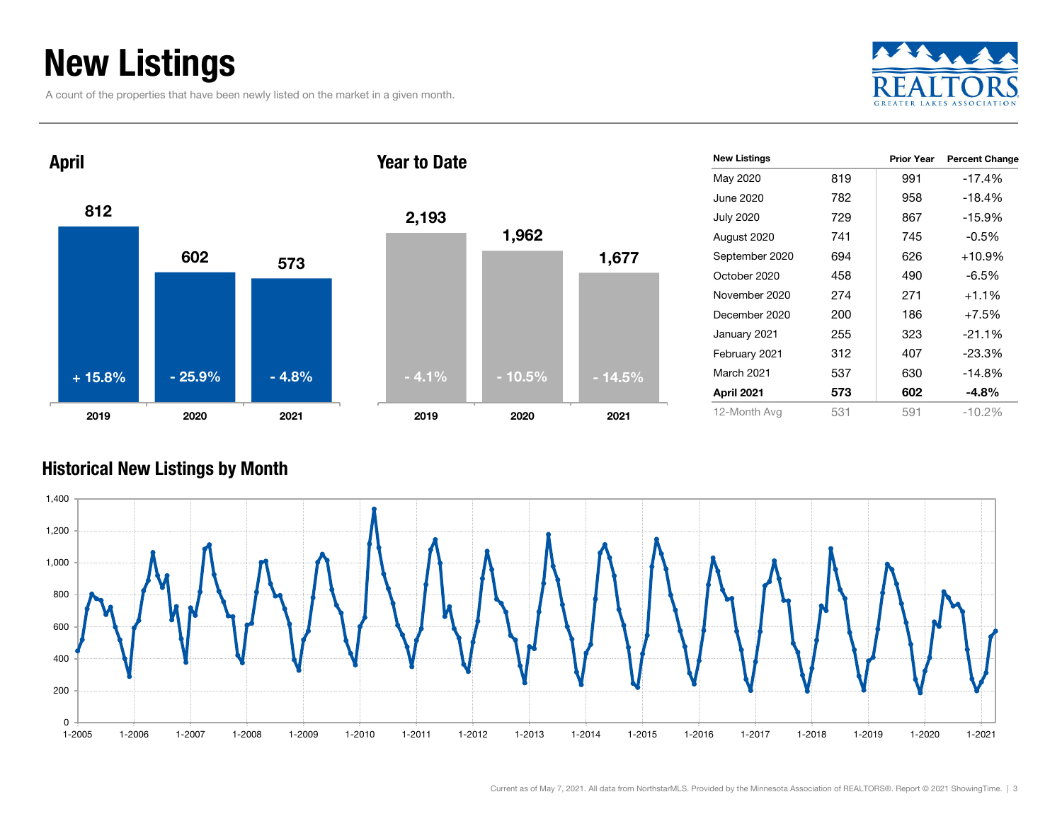# New Listings

A count of the properties that have been newly listed on the market in a given month.

## April

| Year | New Listings | Percent Change |
| --- | --- | --- |
| 2019 | 812 | + 15.8% |
| 2020 | 602 | - 25.9% |
| 2021 | 573 | - 4.8% |

## Year to Date

| Year | New Listings | Percent Change |
| --- | --- | --- |
| 2019 | 2,193 | - 4.1% |
| 2020 | 1,962 | - 10.5% |
| 2021 | 1,677 | - 14.5% |

| New Listings | | Prior Year | Percent Change |
| --- | --- | --- | --- |
| May 2020 | 819 | 991 | -17.4% |
| June 2020 | 782 | 958 | -18.4% |
| July 2020 | 729 | 867 | -15.9% |
| August 2020 | 741 | 745 | -0.5% |
| September 2020 | 694 | 626 | +10.9% |
| October 2020 | 458 | 490 | -6.5% |
| November 2020 | 274 | 271 | +1.1% |
| December 2020 | 200 | 186 | +7.5% |
| January 2021 | 255 | 323 | -21.1% |
| February 2021 | 312 | 407 | -23.3% |
| March 2021 | 537 | 630 | -14.8% |
| **April 2021** | **573** | **602** | **-4.8%** |
| 12-Month Avg | 531 | 591 | -10.2% |

## Historical New Listings by Month

Current as of May 7, 2021. All data from NorthstarMLS. Provided by the Minnesota Association of REALTORS®. Report © 2021 ShowingTime.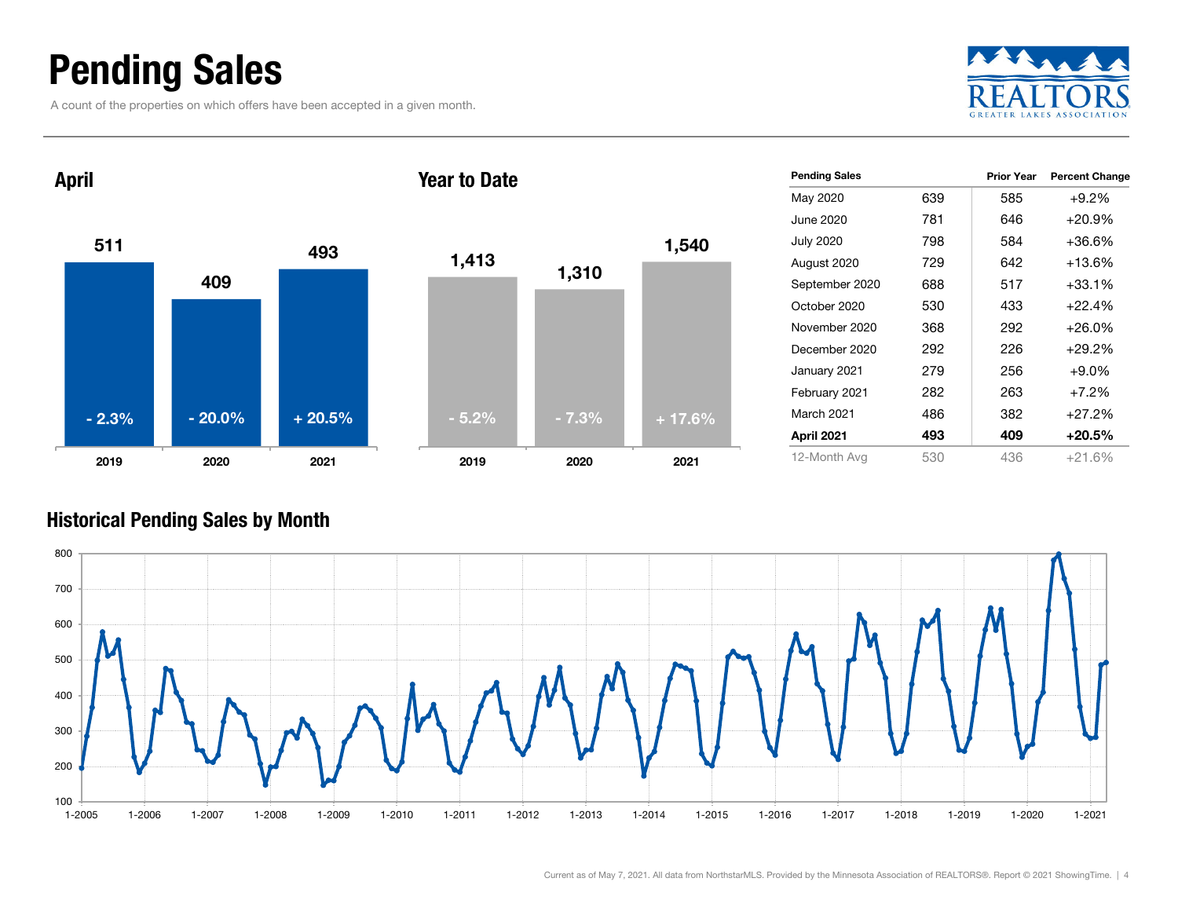# Pending Sales

A count of the properties on which offers have been accepted in a given month.

## April

| | 2019 | 2020 | 2021 |
|---|---|---|---|
| Pending Sales | 511 | 409 | 493 |
| Change | - 2.3% | - 20.0% | + 20.5% |

## Year to Date

| | 2019 | 2020 | 2021 |
|---|---|---|---|
| Pending Sales | 1,413 | 1,310 | 1,540 |
| Change | - 5.2% | - 7.3% | + 17.6% |

| Pending Sales | | Prior Year | Percent Change |
|---|---|---|---|
| May 2020 | 639 | 585 | +9.2% |
| June 2020 | 781 | 646 | +20.9% |
| July 2020 | 798 | 584 | +36.6% |
| August 2020 | 729 | 642 | +13.6% |
| September 2020 | 688 | 517 | +33.1% |
| October 2020 | 530 | 433 | +22.4% |
| November 2020 | 368 | 292 | +26.0% |
| December 2020 | 292 | 226 | +29.2% |
| January 2021 | 279 | 256 | +9.0% |
| February 2021 | 282 | 263 | +7.2% |
| March 2021 | 486 | 382 | +27.2% |
| **April 2021** | **493** | **409** | **+20.5%** |
| 12-Month Avg | 530 | 436 | +21.6% |

## Historical Pending Sales by Month

Current as of May 7, 2021. All data from NorthstarMLS. Provided by the Minnesota Association of REALTORS®. Report © 2021 ShowingTime.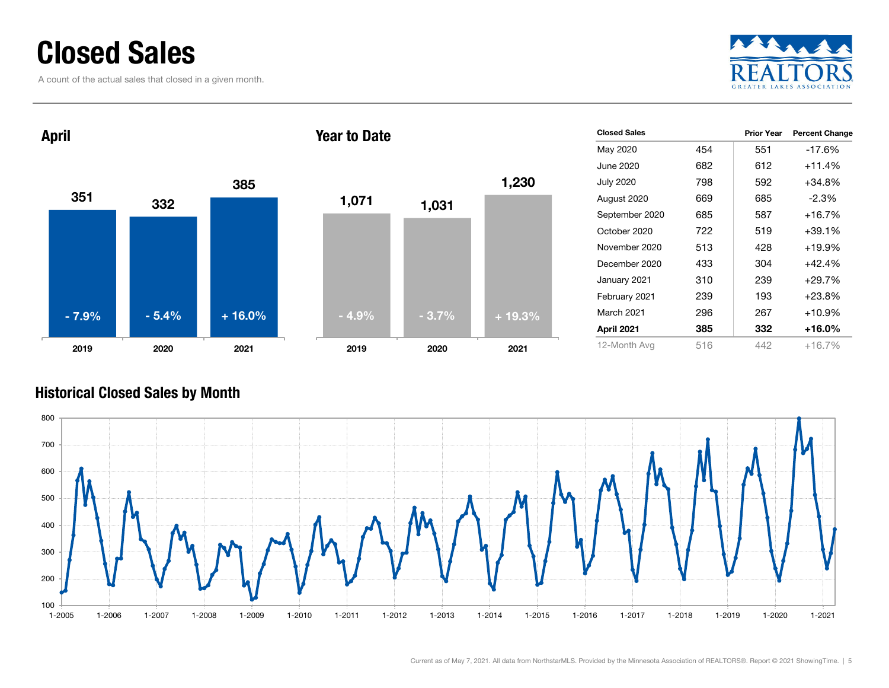# Closed Sales

A count of the actual sales that closed in a given month.

## April

| | 2019 | 2020 | 2021 |
|---|---|---|---|
| Closed Sales | 351 | 332 | 385 |
| Change | - 7.9% | - 5.4% | + 16.0% |

## Year to Date

| | 2019 | 2020 | 2021 |
|---|---|---|---|
| Closed Sales | 1,071 | 1,031 | 1,230 |
| Change | - 4.9% | - 3.7% | + 19.3% |

| Closed Sales | | Prior Year | Percent Change |
|---|---|---|---|
| May 2020 | 454 | 551 | -17.6% |
| June 2020 | 682 | 612 | +11.4% |
| July 2020 | 798 | 592 | +34.8% |
| August 2020 | 669 | 685 | -2.3% |
| September 2020 | 685 | 587 | +16.7% |
| October 2020 | 722 | 519 | +39.1% |
| November 2020 | 513 | 428 | +19.9% |
| December 2020 | 433 | 304 | +42.4% |
| January 2021 | 310 | 239 | +29.7% |
| February 2021 | 239 | 193 | +23.8% |
| March 2021 | 296 | 267 | +10.9% |
| **April 2021** | **385** | **332** | **+16.0%** |
| 12-Month Avg | 516 | 442 | +16.7% |

## Historical Closed Sales by Month

Current as of May 7, 2021. All data from NorthstarMLS. Provided by the Minnesota Association of REALTORS®. Report © 2021 ShowingTime.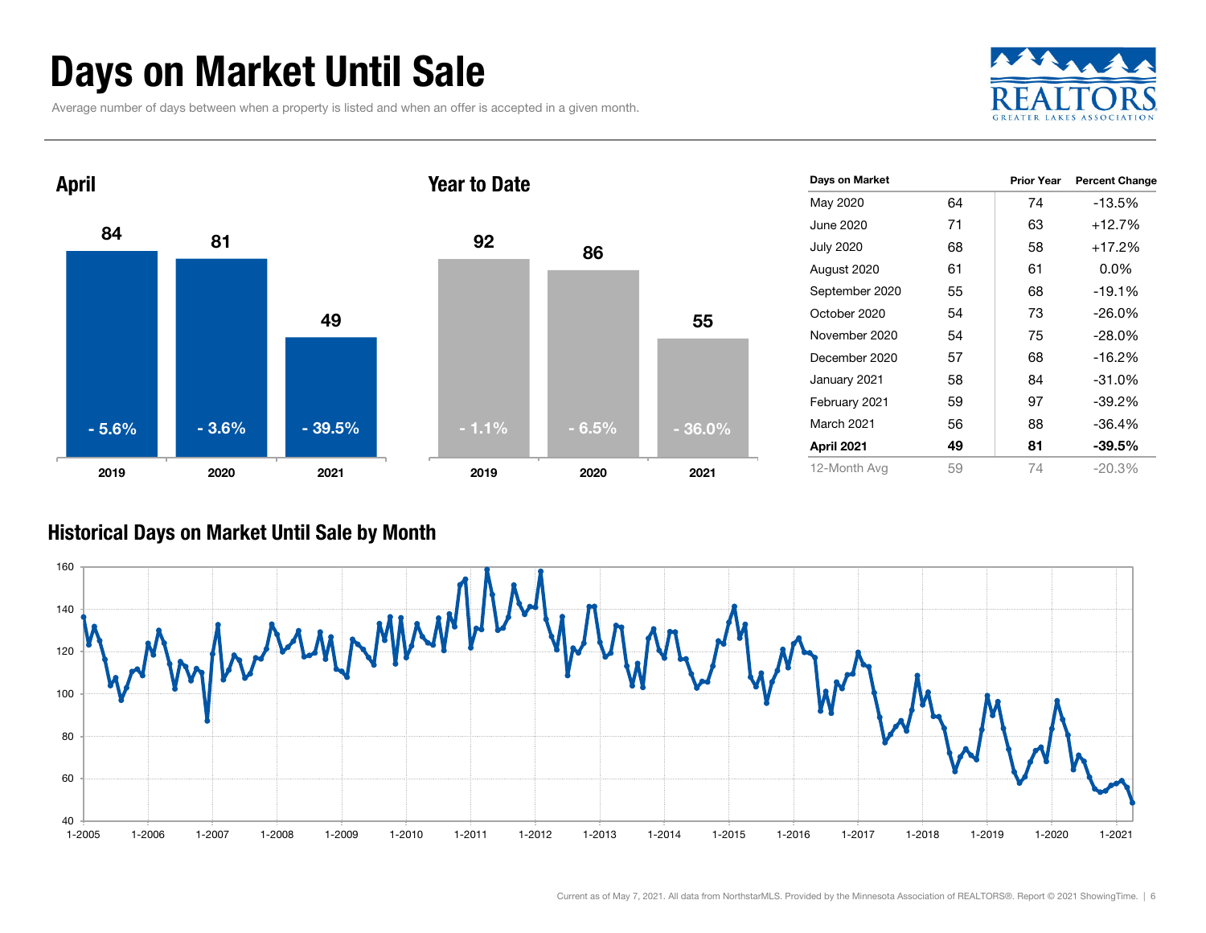# Days on Market Until Sale

Average number of days between when a property is listed and when an offer is accepted in a given month.

## April

| Year | Days | Change |
|---|---|---|
| 2019 | 84 | - 5.6% |
| 2020 | 81 | - 3.6% |
| 2021 | 49 | - 39.5% |

## Year to Date

| Year | Days | Change |
|---|---|---|
| 2019 | 92 | - 1.1% |
| 2020 | 86 | - 6.5% |
| 2021 | 55 | - 36.0% |

| Days on Market | | Prior Year | Percent Change |
|---|---|---|---|
| May 2020 | 64 | 74 | -13.5% |
| June 2020 | 71 | 63 | +12.7% |
| July 2020 | 68 | 58 | +17.2% |
| August 2020 | 61 | 61 | 0.0% |
| September 2020 | 55 | 68 | -19.1% |
| October 2020 | 54 | 73 | -26.0% |
| November 2020 | 54 | 75 | -28.0% |
| December 2020 | 57 | 68 | -16.2% |
| January 2021 | 58 | 84 | -31.0% |
| February 2021 | 59 | 97 | -39.2% |
| March 2021 | 56 | 88 | -36.4% |
| **April 2021** | **49** | **81** | **-39.5%** |
| 12-Month Avg | 59 | 74 | -20.3% |

## Historical Days on Market Until Sale by Month

Current as of May 7, 2021. All data from NorthstarMLS. Provided by the Minnesota Association of REALTORS®. Report © 2021 ShowingTime.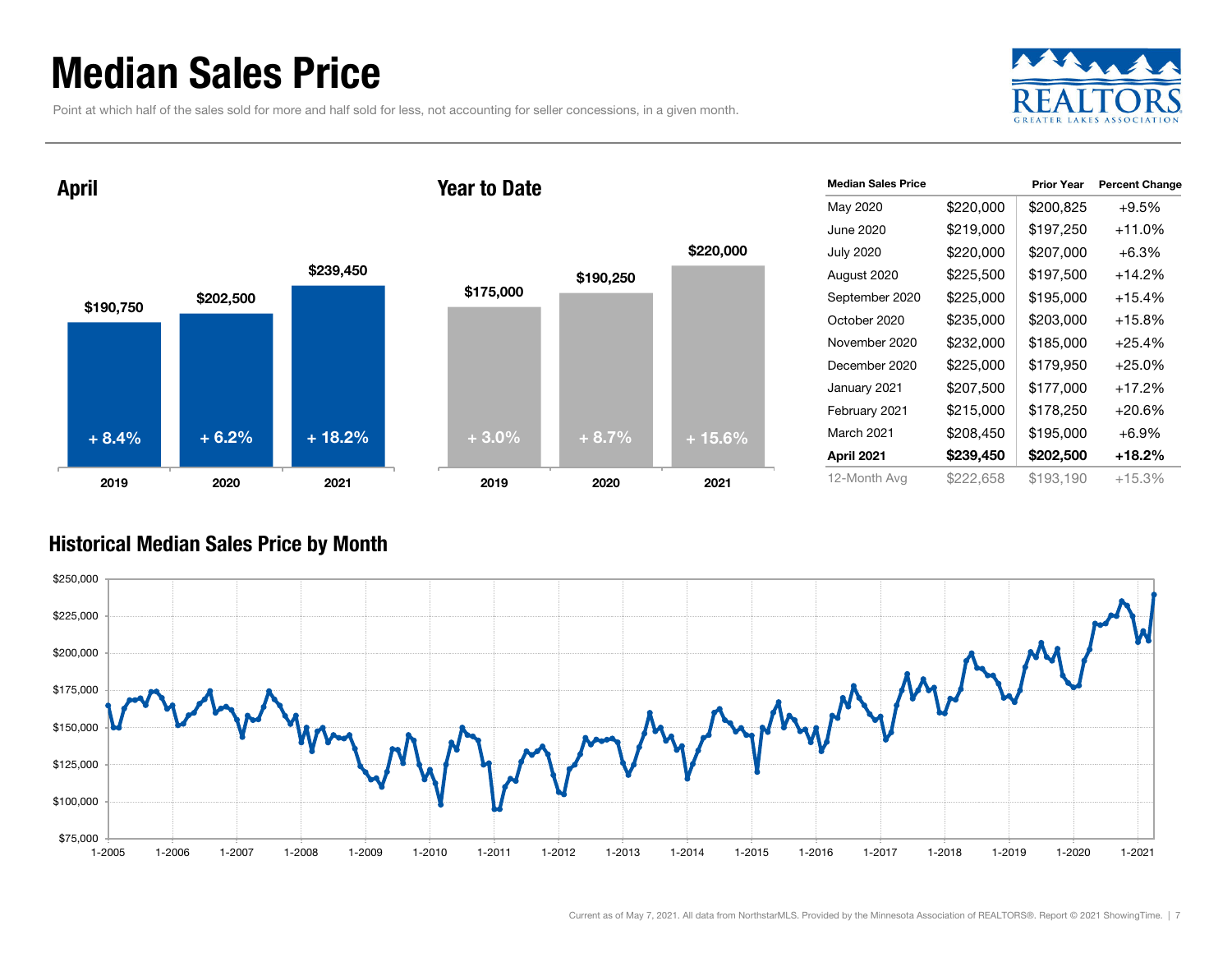# Median Sales Price

Point at which half of the sales sold for more and half sold for less, not accounting for seller concessions, in a given month.

## April

| Year | Median Sales Price | Change |
|---|---|---|
| 2019 | $190,750 | + 8.4% |
| 2020 | $202,500 | + 6.2% |
| 2021 | $239,450 | + 18.2% |

## Year to Date

| Year | Median Sales Price | Change |
|---|---|---|
| 2019 | $175,000 | + 3.0% |
| 2020 | $190,250 | + 8.7% |
| 2021 | $220,000 | + 15.6% |

| Median Sales Price | | Prior Year | Percent Change |
|---|---|---|---|
| May 2020 | $220,000 | $200,825 | +9.5% |
| June 2020 | $219,000 | $197,250 | +11.0% |
| July 2020 | $220,000 | $207,000 | +6.3% |
| August 2020 | $225,500 | $197,500 | +14.2% |
| September 2020 | $225,000 | $195,000 | +15.4% |
| October 2020 | $235,000 | $203,000 | +15.8% |
| November 2020 | $232,000 | $185,000 | +25.4% |
| December 2020 | $225,000 | $179,950 | +25.0% |
| January 2021 | $207,500 | $177,000 | +17.2% |
| February 2021 | $215,000 | $178,250 | +20.6% |
| March 2021 | $208,450 | $195,000 | +6.9% |
| **April 2021** | **$239,450** | **$202,500** | **+18.2%** |
| 12-Month Avg | $222,658 | $193,190 | +15.3% |

## Historical Median Sales Price by Month

Current as of May 7, 2021. All data from NorthstarMLS. Provided by the Minnesota Association of REALTORS®. Report © 2021 ShowingTime.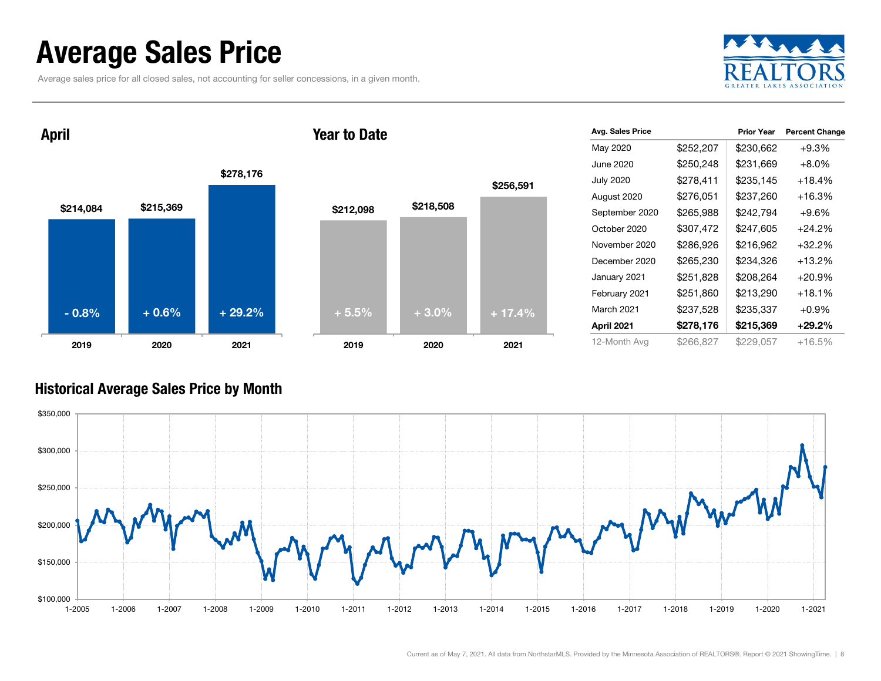# Average Sales Price

Average sales price for all closed sales, not accounting for seller concessions, in a given month.

## April

| Year | Avg. Sales Price | Change |
|---|---|---|
| 2019 | $214,084 | - 0.8% |
| 2020 | $215,369 | + 0.6% |
| 2021 | $278,176 | + 29.2% |

## Year to Date

| Year | Avg. Sales Price | Change |
|---|---|---|
| 2019 | $212,098 | + 5.5% |
| 2020 | $218,508 | + 3.0% |
| 2021 | $256,591 | + 17.4% |

| Avg. Sales Price | | Prior Year | Percent Change |
|---|---|---|---|
| May 2020 | $252,207 | $230,662 | +9.3% |
| June 2020 | $250,248 | $231,669 | +8.0% |
| July 2020 | $278,411 | $235,145 | +18.4% |
| August 2020 | $276,051 | $237,260 | +16.3% |
| September 2020 | $265,988 | $242,794 | +9.6% |
| October 2020 | $307,472 | $247,605 | +24.2% |
| November 2020 | $286,926 | $216,962 | +32.2% |
| December 2020 | $265,230 | $234,326 | +13.2% |
| January 2021 | $251,828 | $208,264 | +20.9% |
| February 2021 | $251,860 | $213,290 | +18.1% |
| March 2021 | $237,528 | $235,337 | +0.9% |
| **April 2021** | **$278,176** | **$215,369** | **+29.2%** |
| 12-Month Avg | $266,827 | $229,057 | +16.5% |

## Historical Average Sales Price by Month

Current as of May 7, 2021. All data from NorthstarMLS. Provided by the Minnesota Association of REALTORS®. Report © 2021 ShowingTime.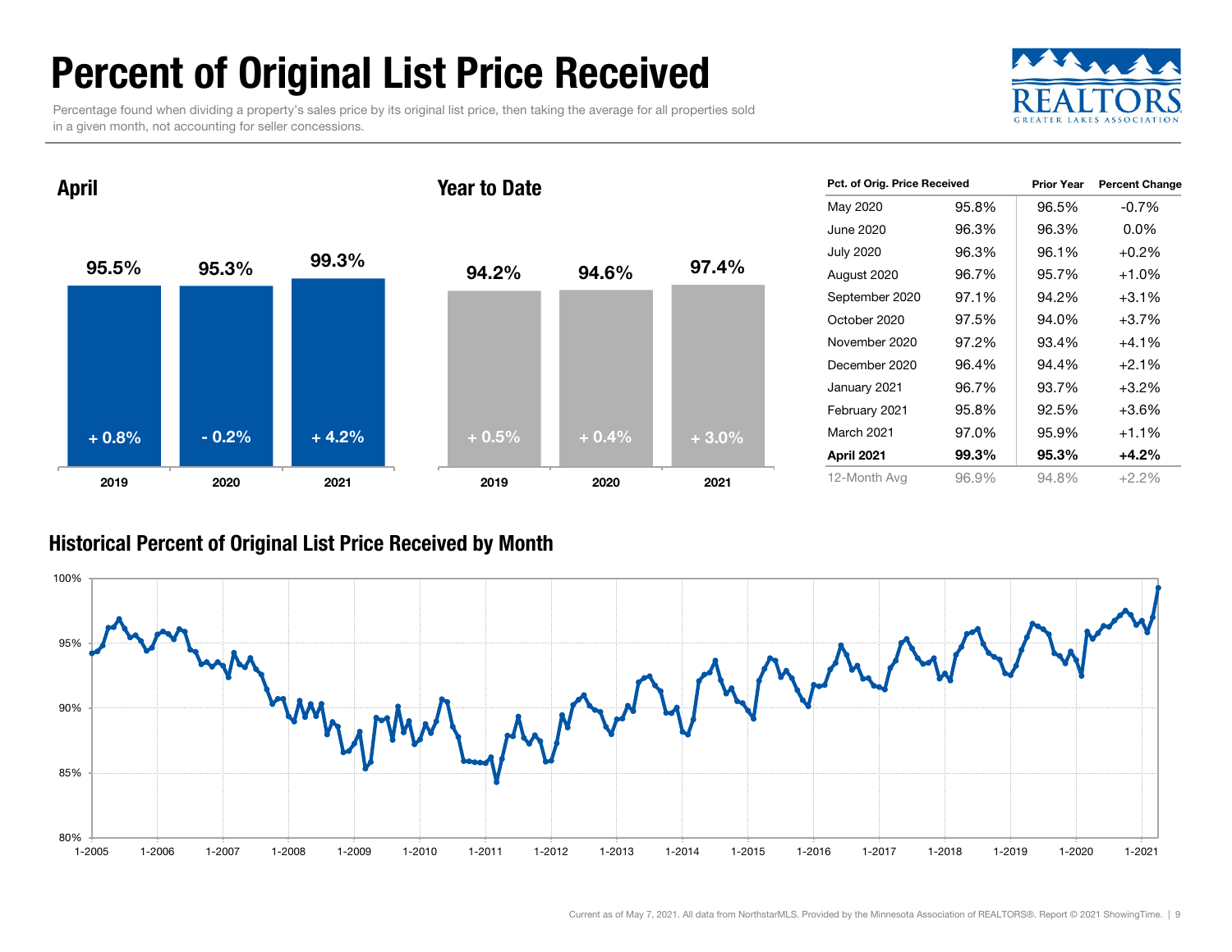# Percent of Original List Price Received

Percentage found when dividing a property's sales price by its original list price, then taking the average for all properties sold in a given month, not accounting for seller concessions.

## April

| | 2019 | 2020 | 2021 |
|---|---|---|---|
| Percent | 95.5% | 95.3% | 99.3% |
| Change | + 0.8% | - 0.2% | + 4.2% |

## Year to Date

| | 2019 | 2020 | 2021 |
|---|---|---|---|
| Percent | 94.2% | 94.6% | 97.4% |
| Change | + 0.5% | + 0.4% | + 3.0% |

| Pct. of Orig. Price Received | | Prior Year | Percent Change |
|---|---|---|---|
| May 2020 | 95.8% | 96.5% | -0.7% |
| June 2020 | 96.3% | 96.3% | 0.0% |
| July 2020 | 96.3% | 96.1% | +0.2% |
| August 2020 | 96.7% | 95.7% | +1.0% |
| September 2020 | 97.1% | 94.2% | +3.1% |
| October 2020 | 97.5% | 94.0% | +3.7% |
| November 2020 | 97.2% | 93.4% | +4.1% |
| December 2020 | 96.4% | 94.4% | +2.1% |
| January 2021 | 96.7% | 93.7% | +3.2% |
| February 2021 | 95.8% | 92.5% | +3.6% |
| March 2021 | 97.0% | 95.9% | +1.1% |
| **April 2021** | **99.3%** | **95.3%** | **+4.2%** |
| 12-Month Avg | 96.9% | 94.8% | +2.2% |

## Historical Percent of Original List Price Received by Month

Current as of May 7, 2021. All data from NorthstarMLS. Provided by the Minnesota Association of REALTORS®. Report © 2021 ShowingTime.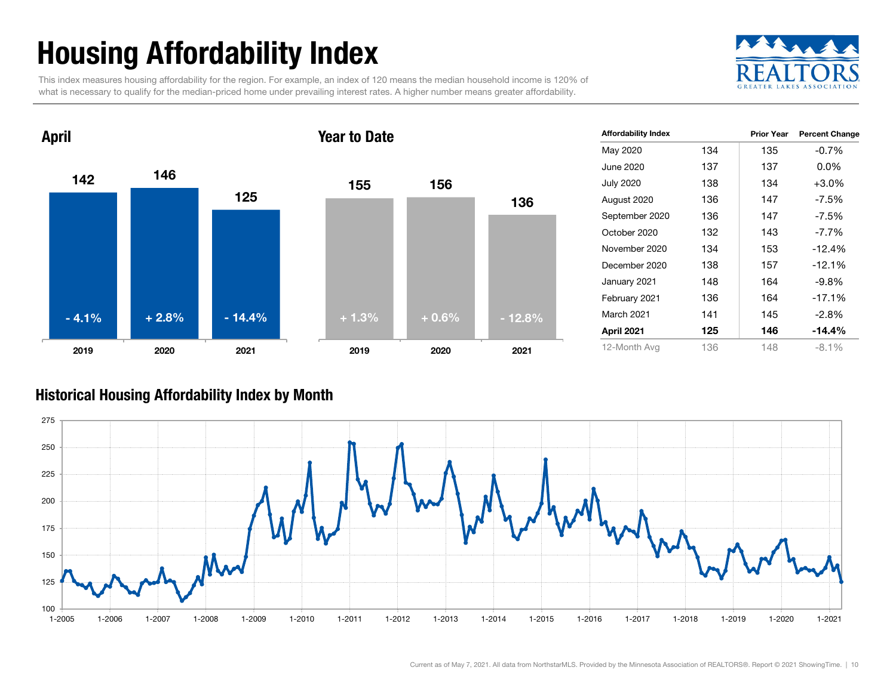# Housing Affordability Index

This index measures housing affordability for the region. For example, an index of 120 means the median household income is 120% of what is necessary to qualify for the median-priced home under prevailing interest rates. A higher number means greater affordability.

## April

| | 2019 | 2020 | 2021 |
|---|---|---|---|
| Index | 142 | 146 | 125 |
| Change | - 4.1% | + 2.8% | - 14.4% |

## Year to Date

| | 2019 | 2020 | 2021 |
|---|---|---|---|
| Index | 155 | 156 | 136 |
| Change | + 1.3% | + 0.6% | - 12.8% |

| Affordability Index | | Prior Year | Percent Change |
|---|---|---|---|
| May 2020 | 134 | 135 | -0.7% |
| June 2020 | 137 | 137 | 0.0% |
| July 2020 | 138 | 134 | +3.0% |
| August 2020 | 136 | 147 | -7.5% |
| September 2020 | 136 | 147 | -7.5% |
| October 2020 | 132 | 143 | -7.7% |
| November 2020 | 134 | 153 | -12.4% |
| December 2020 | 138 | 157 | -12.1% |
| January 2021 | 148 | 164 | -9.8% |
| February 2021 | 136 | 164 | -17.1% |
| March 2021 | 141 | 145 | -2.8% |
| **April 2021** | **125** | **146** | **-14.4%** |
| 12-Month Avg | 136 | 148 | -8.1% |

## Historical Housing Affordability Index by Month

Current as of May 7, 2021. All data from NorthstarMLS. Provided by the Minnesota Association of REALTORS®. Report © 2021 ShowingTime.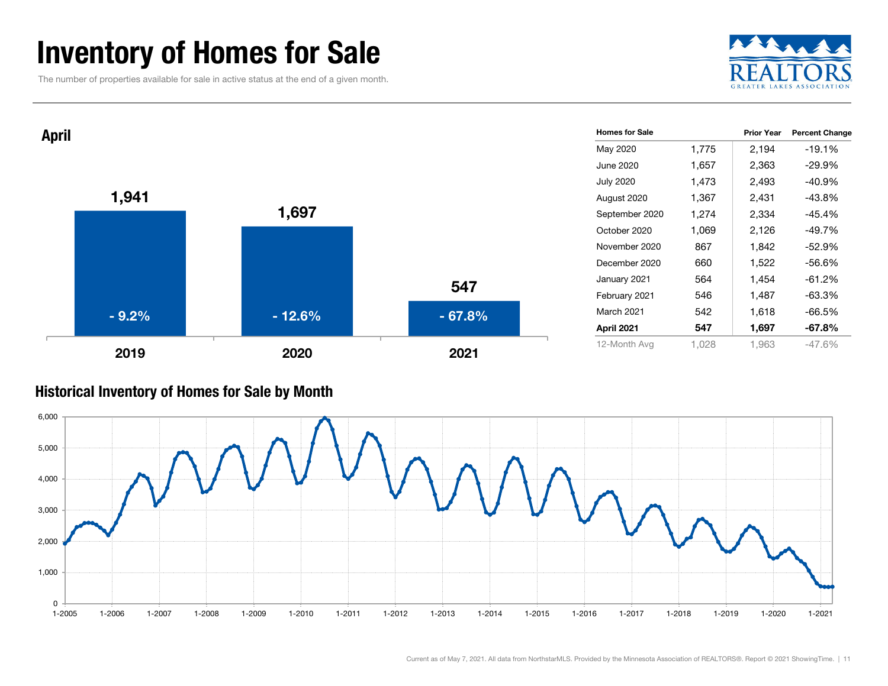# Inventory of Homes for Sale

The number of properties available for sale in active status at the end of a given month.

## April

| Year | Homes for Sale | Percent Change |
|---|---|---|
| 2019 | 1,941 | - 9.2% |
| 2020 | 1,697 | - 12.6% |
| 2021 | 547 | - 67.8% |

| Homes for Sale | | Prior Year | Percent Change |
|---|---|---|---|
| May 2020 | 1,775 | 2,194 | -19.1% |
| June 2020 | 1,657 | 2,363 | -29.9% |
| July 2020 | 1,473 | 2,493 | -40.9% |
| August 2020 | 1,367 | 2,431 | -43.8% |
| September 2020 | 1,274 | 2,334 | -45.4% |
| October 2020 | 1,069 | 2,126 | -49.7% |
| November 2020 | 867 | 1,842 | -52.9% |
| December 2020 | 660 | 1,522 | -56.6% |
| January 2021 | 564 | 1,454 | -61.2% |
| February 2021 | 546 | 1,487 | -63.3% |
| March 2021 | 542 | 1,618 | -66.5% |
| **April 2021** | **547** | **1,697** | **-67.8%** |
| 12-Month Avg | 1,028 | 1,963 | -47.6% |

## Historical Inventory of Homes for Sale by Month

Current as of May 7, 2021. All data from NorthstarMLS. Provided by the Minnesota Association of REALTORS®. Report © 2021 ShowingTime.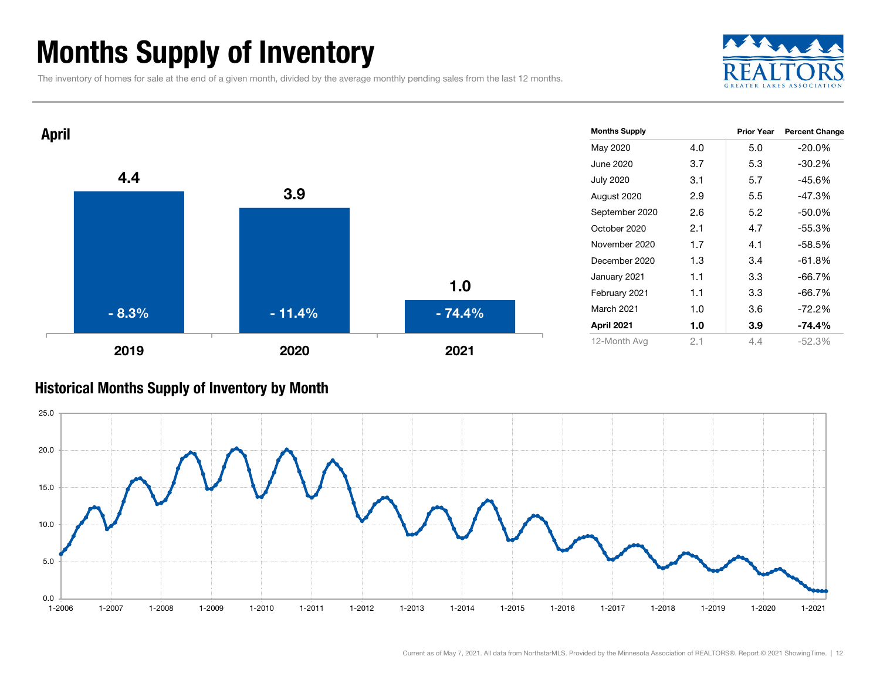# Months Supply of Inventory

The inventory of homes for sale at the end of a given month, divided by the average monthly pending sales from the last 12 months.

## April

| | 2019 | 2020 | 2021 |
|---|---|---|---|
| Months Supply | 4.4 | 3.9 | 1.0 |
| Change | - 8.3% | - 11.4% | - 74.4% |

| Months Supply | | Prior Year | Percent Change |
|---|---|---|---|
| May 2020 | 4.0 | 5.0 | -20.0% |
| June 2020 | 3.7 | 5.3 | -30.2% |
| July 2020 | 3.1 | 5.7 | -45.6% |
| August 2020 | 2.9 | 5.5 | -47.3% |
| September 2020 | 2.6 | 5.2 | -50.0% |
| October 2020 | 2.1 | 4.7 | -55.3% |
| November 2020 | 1.7 | 4.1 | -58.5% |
| December 2020 | 1.3 | 3.4 | -61.8% |
| January 2021 | 1.1 | 3.3 | -66.7% |
| February 2021 | 1.1 | 3.3 | -66.7% |
| March 2021 | 1.0 | 3.6 | -72.2% |
| **April 2021** | **1.0** | **3.9** | **-74.4%** |
| 12-Month Avg | 2.1 | 4.4 | -52.3% |

## Historical Months Supply of Inventory by Month

Current as of May 7, 2021. All data from NorthstarMLS. Provided by the Minnesota Association of REALTORS®. Report © 2021 ShowingTime.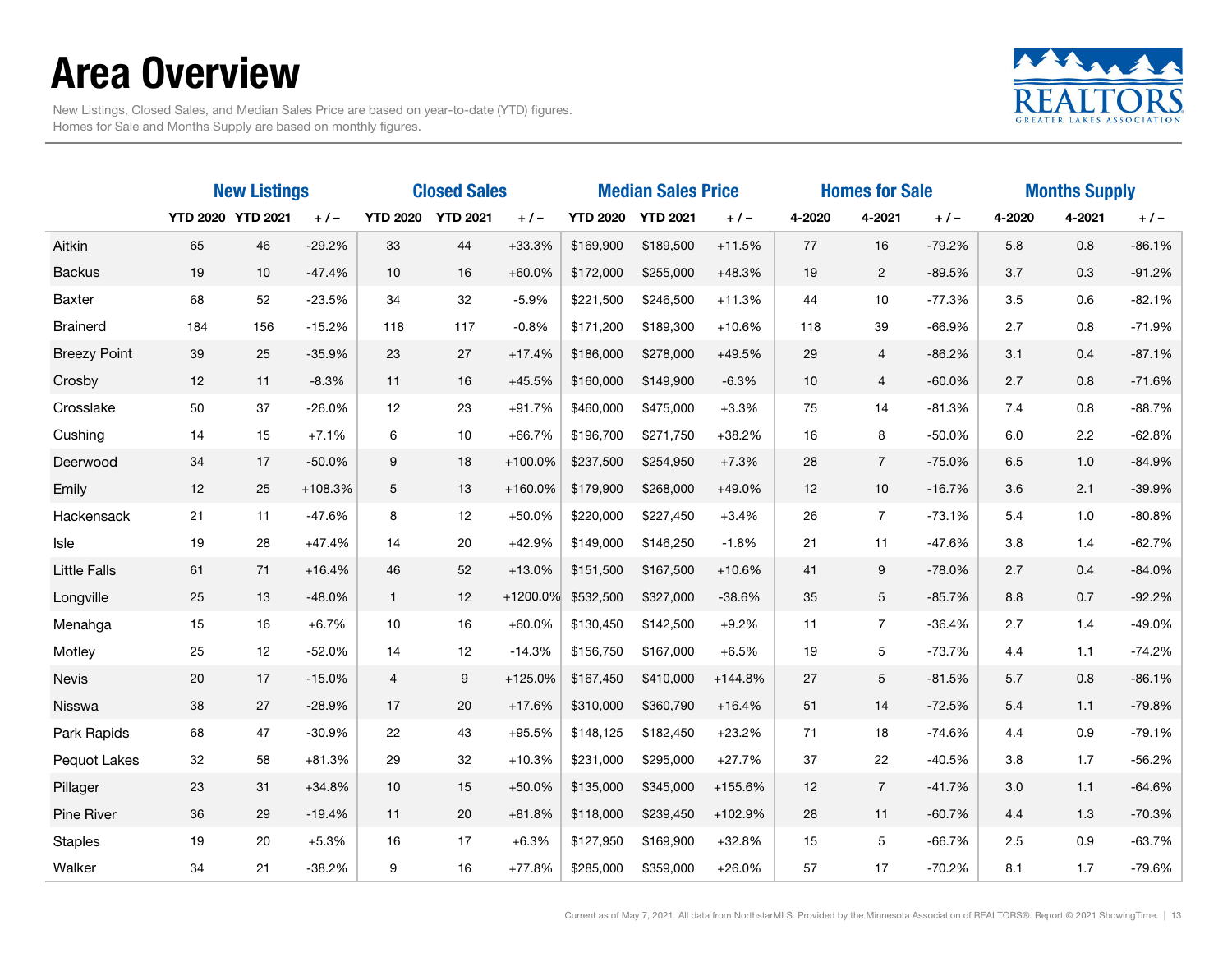# Area Overview

New Listings, Closed Sales, and Median Sales Price are based on year-to-date (YTD) figures.
Homes for Sale and Months Supply are based on monthly figures.

| | New Listings | | | Closed Sales | | | Median Sales Price | | | Homes for Sale | | | Months Supply | | |
|---|---|---|---|---|---|---|---|---|---|---|---|---|---|---|---|
| | YTD 2020 | YTD 2021 | + / – | YTD 2020 | YTD 2021 | + / – | YTD 2020 | YTD 2021 | + / – | 4-2020 | 4-2021 | + / – | 4-2020 | 4-2021 | + / – |
| Aitkin | 65 | 46 | -29.2% | 33 | 44 | +33.3% | $169,900 | $189,500 | +11.5% | 77 | 16 | -79.2% | 5.8 | 0.8 | -86.1% |
| Backus | 19 | 10 | -47.4% | 10 | 16 | +60.0% | $172,000 | $255,000 | +48.3% | 19 | 2 | -89.5% | 3.7 | 0.3 | -91.2% |
| Baxter | 68 | 52 | -23.5% | 34 | 32 | -5.9% | $221,500 | $246,500 | +11.3% | 44 | 10 | -77.3% | 3.5 | 0.6 | -82.1% |
| Brainerd | 184 | 156 | -15.2% | 118 | 117 | -0.8% | $171,200 | $189,300 | +10.6% | 118 | 39 | -66.9% | 2.7 | 0.8 | -71.9% |
| Breezy Point | 39 | 25 | -35.9% | 23 | 27 | +17.4% | $186,000 | $278,000 | +49.5% | 29 | 4 | -86.2% | 3.1 | 0.4 | -87.1% |
| Crosby | 12 | 11 | -8.3% | 11 | 16 | +45.5% | $160,000 | $149,900 | -6.3% | 10 | 4 | -60.0% | 2.7 | 0.8 | -71.6% |
| Crosslake | 50 | 37 | -26.0% | 12 | 23 | +91.7% | $460,000 | $475,000 | +3.3% | 75 | 14 | -81.3% | 7.4 | 0.8 | -88.7% |
| Cushing | 14 | 15 | +7.1% | 6 | 10 | +66.7% | $196,700 | $271,750 | +38.2% | 16 | 8 | -50.0% | 6.0 | 2.2 | -62.8% |
| Deerwood | 34 | 17 | -50.0% | 9 | 18 | +100.0% | $237,500 | $254,950 | +7.3% | 28 | 7 | -75.0% | 6.5 | 1.0 | -84.9% |
| Emily | 12 | 25 | +108.3% | 5 | 13 | +160.0% | $179,900 | $268,000 | +49.0% | 12 | 10 | -16.7% | 3.6 | 2.1 | -39.9% |
| Hackensack | 21 | 11 | -47.6% | 8 | 12 | +50.0% | $220,000 | $227,450 | +3.4% | 26 | 7 | -73.1% | 5.4 | 1.0 | -80.8% |
| Isle | 19 | 28 | +47.4% | 14 | 20 | +42.9% | $149,000 | $146,250 | -1.8% | 21 | 11 | -47.6% | 3.8 | 1.4 | -62.7% |
| Little Falls | 61 | 71 | +16.4% | 46 | 52 | +13.0% | $151,500 | $167,500 | +10.6% | 41 | 9 | -78.0% | 2.7 | 0.4 | -84.0% |
| Longville | 25 | 13 | -48.0% | 1 | 12 | +1200.0% | $532,500 | $327,000 | -38.6% | 35 | 5 | -85.7% | 8.8 | 0.7 | -92.2% |
| Menahga | 15 | 16 | +6.7% | 10 | 16 | +60.0% | $130,450 | $142,500 | +9.2% | 11 | 7 | -36.4% | 2.7 | 1.4 | -49.0% |
| Motley | 25 | 12 | -52.0% | 14 | 12 | -14.3% | $156,750 | $167,000 | +6.5% | 19 | 5 | -73.7% | 4.4 | 1.1 | -74.2% |
| Nevis | 20 | 17 | -15.0% | 4 | 9 | +125.0% | $167,450 | $410,000 | +144.8% | 27 | 5 | -81.5% | 5.7 | 0.8 | -86.1% |
| Nisswa | 38 | 27 | -28.9% | 17 | 20 | +17.6% | $310,000 | $360,790 | +16.4% | 51 | 14 | -72.5% | 5.4 | 1.1 | -79.8% |
| Park Rapids | 68 | 47 | -30.9% | 22 | 43 | +95.5% | $148,125 | $182,450 | +23.2% | 71 | 18 | -74.6% | 4.4 | 0.9 | -79.1% |
| Pequot Lakes | 32 | 58 | +81.3% | 29 | 32 | +10.3% | $231,000 | $295,000 | +27.7% | 37 | 22 | -40.5% | 3.8 | 1.7 | -56.2% |
| Pillager | 23 | 31 | +34.8% | 10 | 15 | +50.0% | $135,000 | $345,000 | +155.6% | 12 | 7 | -41.7% | 3.0 | 1.1 | -64.6% |
| Pine River | 36 | 29 | -19.4% | 11 | 20 | +81.8% | $118,000 | $239,450 | +102.9% | 28 | 11 | -60.7% | 4.4 | 1.3 | -70.3% |
| Staples | 19 | 20 | +5.3% | 16 | 17 | +6.3% | $127,950 | $169,900 | +32.8% | 15 | 5 | -66.7% | 2.5 | 0.9 | -63.7% |
| Walker | 34 | 21 | -38.2% | 9 | 16 | +77.8% | $285,000 | $359,000 | +26.0% | 57 | 17 | -70.2% | 8.1 | 1.7 | -79.6% |

Current as of May 7, 2021. All data from NorthstarMLS. Provided by the Minnesota Association of REALTORS®. Report © 2021 ShowingTime.